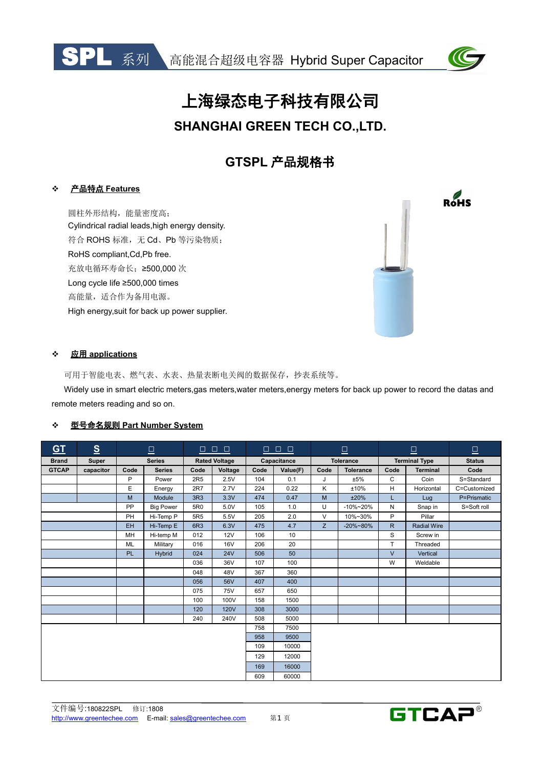# 上海绿态电子科技有限公司

## SHANGHAI GREEN TECH CO.,LTD.

## GTSPL 产品规格书

### ❖ 产品特点 Features

圆柱外形结构，能量密度高；
Cylindrical radial leads,high energy density.
符合 ROHS 标准，无 Cd、Pb 等污染物质；
RoHS compliant,Cd,Pb free.
充放电循环寿命长；≥500,000 次
Long cycle life ≥500,000 times
高能量，适合作为备用电源。
High energy,suit for back up power supplier.

### ❖ 应用 applications

可用于智能电表、燃气表、水表、热量表断电关阀的数据保存，抄表系统等。

Widely use in smart electric meters,gas meters,water meters,energy meters for back up power to record the datas and remote meters reading and so on.

### ❖ 型号命名规则 Part Number System

| GT | S | □ | | □ □ □ | | □ □ □ | | □ | | □ | | □ |
|---|---|---|---|---|---|---|---|---|---|---|---|---|
| Brand | Super | Series | | Rated Voltage | | Capacitance | | Tolerance | | Terminal Type | | Status |
| GTCAP | capacitor | Code | Series | Code | Voltage | Code | Value(F) | Code | Tolerance | Code | Terminal | Code |
| | | P | Power | 2R5 | 2.5V | 104 | 0.1 | J | ±5% | C | Coin | S=Standard |
| | | E | Energy | 2R7 | 2.7V | 224 | 0.22 | K | ±10% | H | Horizontal | C=Customized |
| | | M | Module | 3R3 | 3.3V | 474 | 0.47 | M | ±20% | L | Lug | P=Prismatic |
| | | PP | Big Power | 5R0 | 5.0V | 105 | 1.0 | U | -10%~20% | N | Snap in | S=Soft roll |
| | | PH | Hi-Temp P | 5R5 | 5.5V | 205 | 2.0 | V | 10%~30% | P | Pillar | |
| | | EH | Hi-Temp E | 6R3 | 6.3V | 475 | 4.7 | Z | -20%~80% | R | Radial Wire | |
| | | MH | Hi-temp M | 012 | 12V | 106 | 10 | | | S | Screw in | |
| | | ML | Military | 016 | 16V | 206 | 20 | | | T | Threaded | |
| | | PL | Hybrid | 024 | 24V | 506 | 50 | | | V | Vertical | |
| | | | | 036 | 36V | 107 | 100 | | | W | Weldable | |
| | | | | 048 | 48V | 367 | 360 | | | | | |
| | | | | 056 | 56V | 407 | 400 | | | | | |
| | | | | 075 | 75V | 657 | 650 | | | | | |
| | | | | 100 | 100V | 158 | 1500 | | | | | |
| | | | | 120 | 120V | 308 | 3000 | | | | | |
| | | | | 240 | 240V | 508 | 5000 | | | | | |
| | | | | | | 758 | 7500 | | | | | |
| | | | | | | 958 | 9500 | | | | | |
| | | | | | | 109 | 10000 | | | | | |
| | | | | | | 129 | 12000 | | | | | |
| | | | | | | 169 | 16000 | | | | | |
| | | | | | | 609 | 60000 | | | | | |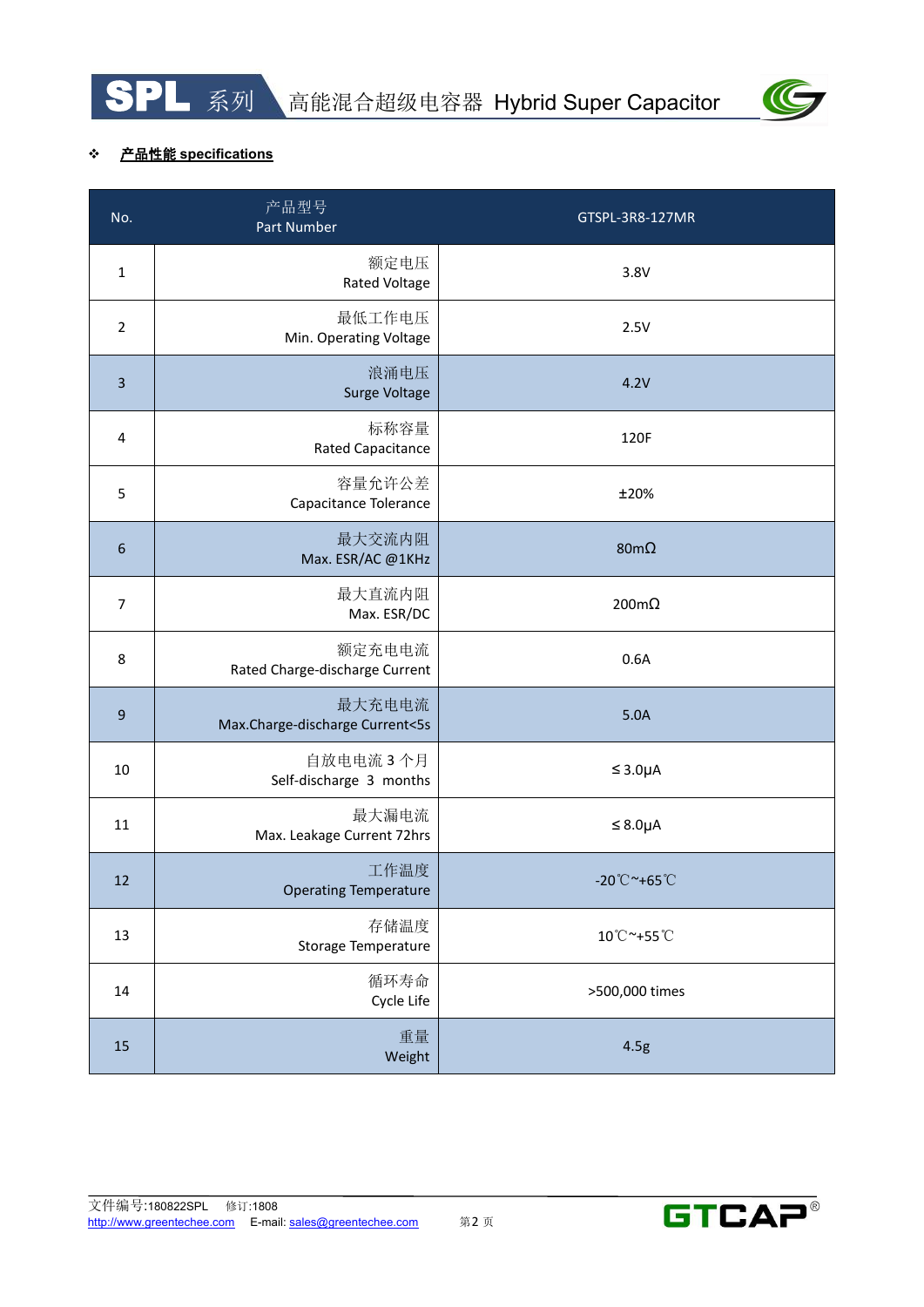❖ **产品性能 specifications**

| No. | 产品型号 Part Number | GTSPL-3R8-127MR |
|---|---|---|
| 1 | 额定电压 Rated Voltage | 3.8V |
| 2 | 最低工作电压 Min. Operating Voltage | 2.5V |
| 3 | 浪涌电压 Surge Voltage | 4.2V |
| 4 | 标称容量 Rated Capacitance | 120F |
| 5 | 容量允许公差 Capacitance Tolerance | ±20% |
| 6 | 最大交流内阻 Max. ESR/AC @1KHz | 80mΩ |
| 7 | 最大直流内阻 Max. ESR/DC | 200mΩ |
| 8 | 额定充电电流 Rated Charge-discharge Current | 0.6A |
| 9 | 最大充电电流 Max.Charge-discharge Current<5s | 5.0A |
| 10 | 自放电电流 3 个月 Self-discharge 3 months | ≤3.0μA |
| 11 | 最大漏电流 Max. Leakage Current 72hrs | ≤8.0μA |
| 12 | 工作温度 Operating Temperature | -20℃~+65℃ |
| 13 | 存储温度 Storage Temperature | 10℃~+55℃ |
| 14 | 循环寿命 Cycle Life | >500,000 times |
| 15 | 重量 Weight | 4.5g |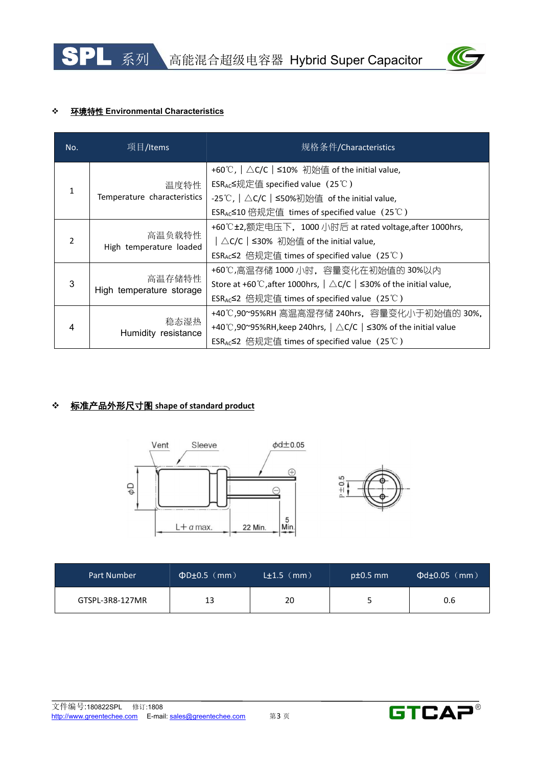❖ **环境特性 Environmental Characteristics**

| No. | 项目/Items | 规格条件/Characteristics |
|---|---|---|
| 1 | 温度特性 Temperature characteristics | +60℃,｜△C/C｜≤10% 初始值 of the initial value,<br>$ESR_{AC}$≤规定值 specified value（25℃）<br>-25℃,｜△C/C｜≤50%初始值 of the initial value,<br>$ESR_{AC}$≤10 倍规定值 times of specified value（25℃） |
| 2 | 高温负载特性 High temperature loaded | +60℃±2,额定电压下，1000 小时后 at rated voltage,after 1000hrs,<br>｜△C/C｜≤30% 初始值 of the initial value,<br>$ESR_{AC}$≤2 倍规定值 times of specified value（25℃） |
| 3 | 高温存储特性 High temperature storage | +60℃,高温存储 1000 小时，容量变化在初始值的 30%以内<br>Store at +60℃,after 1000hrs,｜△C/C｜≤30% of the initial value,<br>$ESR_{AC}$≤2 倍规定值 times of specified value（25℃） |
| 4 | 稳态湿热 Humidity resistance | +40℃,90~95%RH 高温高湿存储 240hrs，容量变化小于初始值的 30%,<br>+40℃,90~95%RH,keep 240hrs,｜△C/C｜≤30% of the initial value<br>$ESR_{AC}$≤2 倍规定值 times of specified value（25℃） |

❖ **标准产品外形尺寸图 shape of standard product**

Vent
Sleeve
ϕd±0.05
ϕD
L+ α max.
22 Min.
5 Min.
P±0.5

| Part Number | ΦD±0.5（mm） | L±1.5（mm） | p±0.5 mm | Φd±0.05（mm） |
|---|---|---|---|---|
| GTSPL-3R8-127MR | 13 | 20 | 5 | 0.6 |